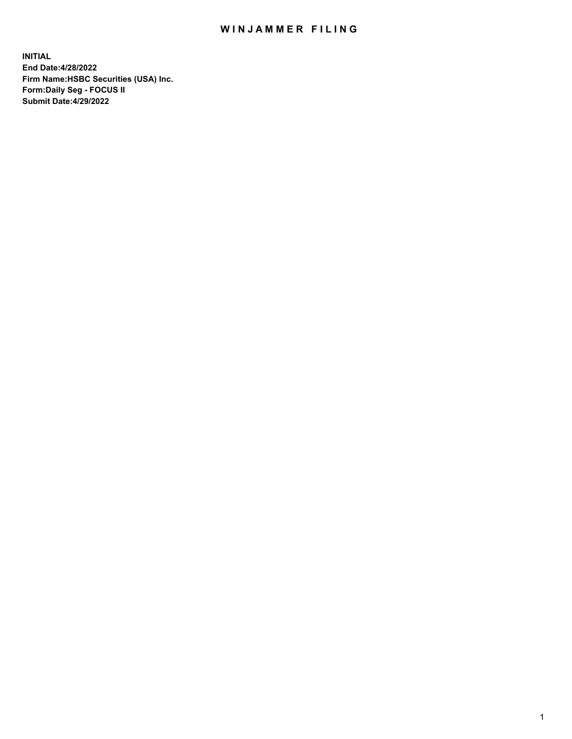# WINJAMMER FILING

**INITIAL**
**End Date:4/28/2022**
**Firm Name:HSBC Securities (USA) Inc.**
**Form:Daily Seg - FOCUS II**
**Submit Date:4/29/2022**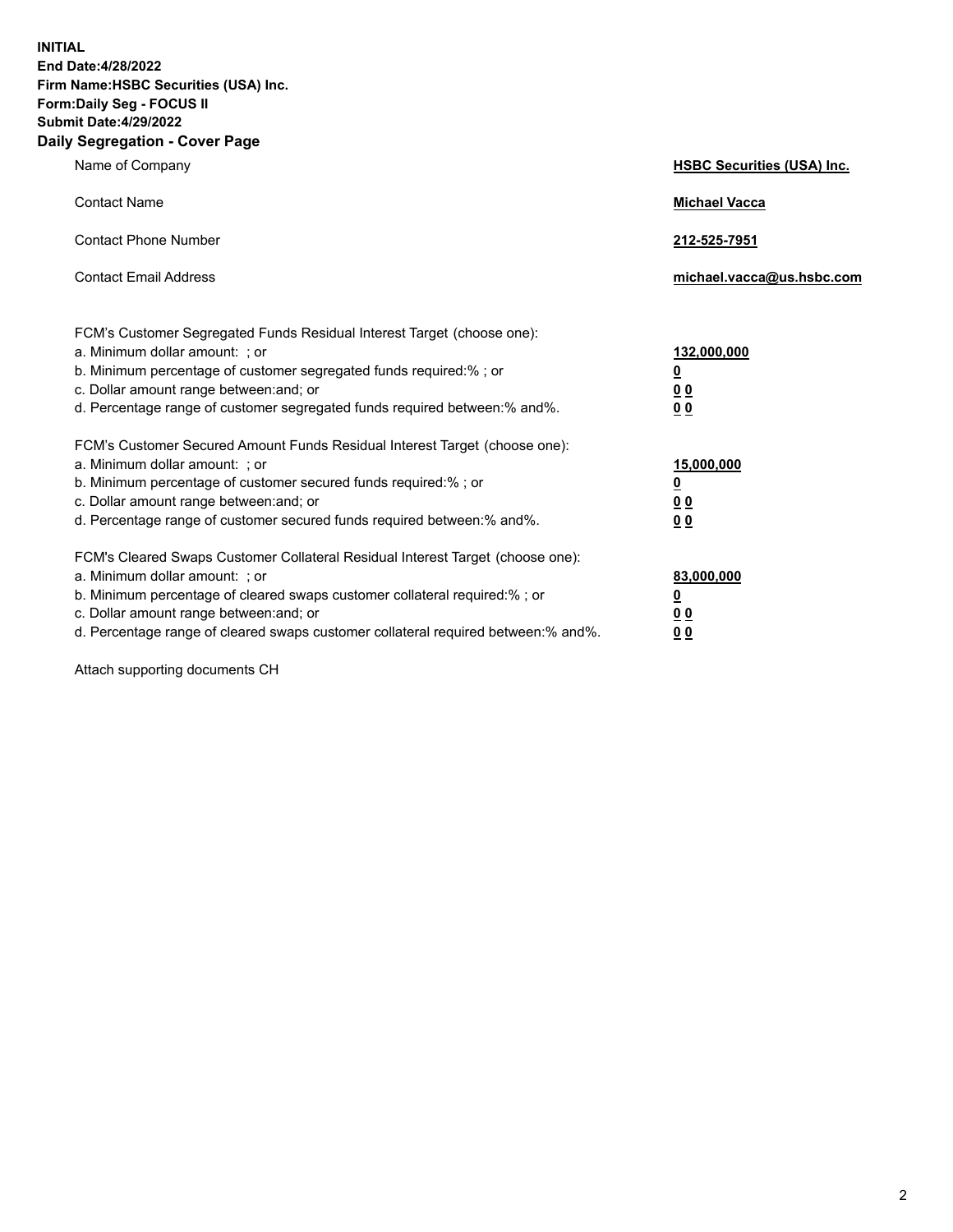**INITIAL**
**End Date:4/28/2022**
**Firm Name:HSBC Securities (USA) Inc.**
**Form:Daily Seg - FOCUS II**
**Submit Date:4/29/2022**

## Daily Segregation - Cover Page

| | |
|---|---|
| Name of Company | **HSBC Securities (USA) Inc.** |
| Contact Name | **Michael Vacca** |
| Contact Phone Number | **212-525-7951** |
| Contact Email Address | **michael.vacca@us.hsbc.com** |

| | |
|---|---|
| FCM's Customer Segregated Funds Residual Interest Target (choose one): | |
| a. Minimum dollar amount: ; or | **132,000,000** |
| b. Minimum percentage of customer segregated funds required:% ; or | **0** |
| c. Dollar amount range between:and; or | **0 0** |
| d. Percentage range of customer segregated funds required between:% and%. | **0 0** |
| FCM's Customer Secured Amount Funds Residual Interest Target (choose one): | |
| a. Minimum dollar amount: ; or | **15,000,000** |
| b. Minimum percentage of customer secured funds required:% ; or | **0** |
| c. Dollar amount range between:and; or | **0 0** |
| d. Percentage range of customer secured funds required between:% and%. | **0 0** |
| FCM's Cleared Swaps Customer Collateral Residual Interest Target (choose one): | |
| a. Minimum dollar amount: ; or | **83,000,000** |
| b. Minimum percentage of cleared swaps customer collateral required:% ; or | **0** |
| c. Dollar amount range between:and; or | **0 0** |
| d. Percentage range of cleared swaps customer collateral required between:% and%. | **0 0** |

Attach supporting documents CH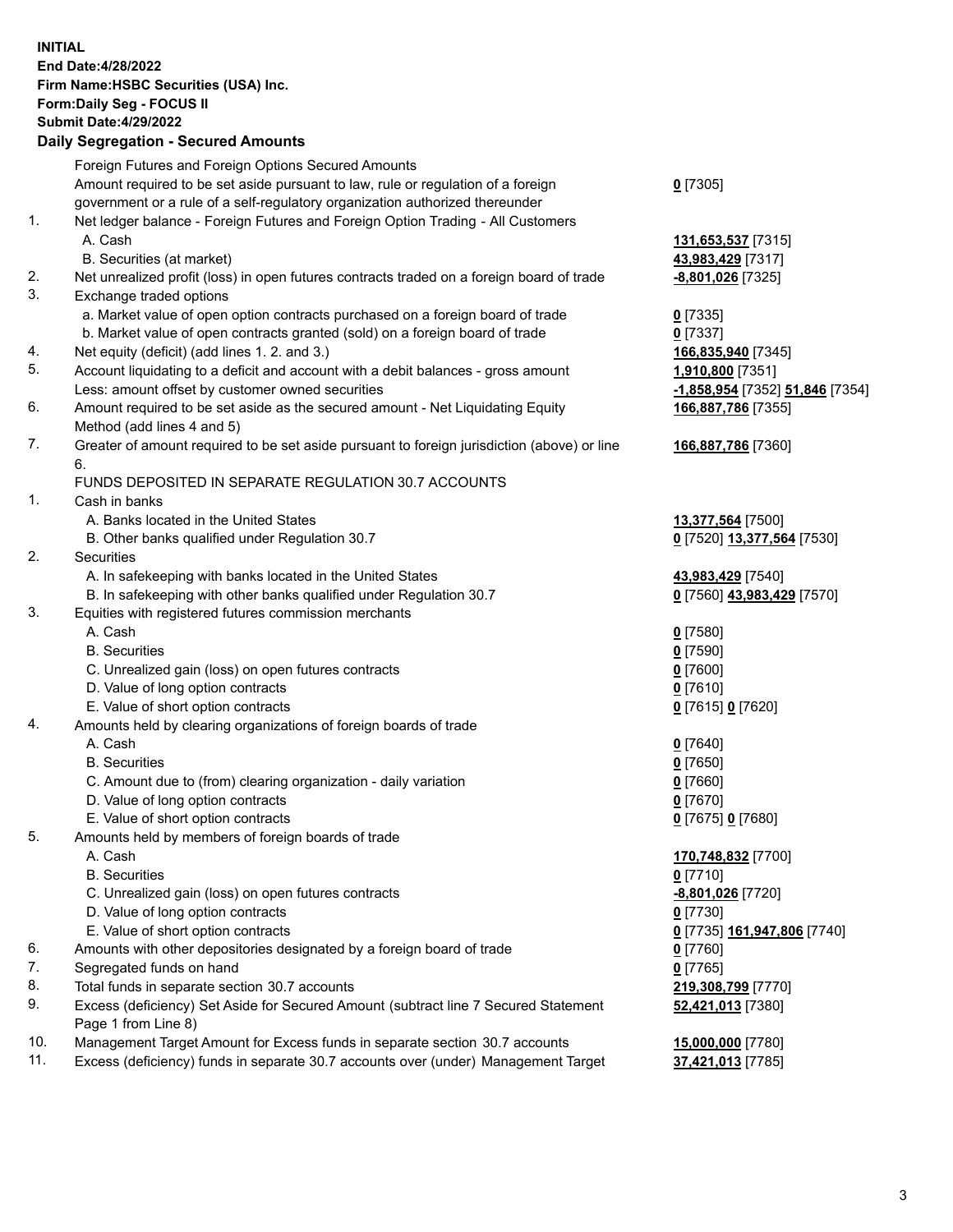**INITIAL**
**End Date:4/28/2022**
**Firm Name:HSBC Securities (USA) Inc.**
**Form:Daily Seg - FOCUS II**
**Submit Date:4/29/2022**

## Daily Segregation - Secured Amounts

| | | |
|---|---|---|
| | Foreign Futures and Foreign Options Secured Amounts | |
| | Amount required to be set aside pursuant to law, rule or regulation of a foreign government or a rule of a self-regulatory organization authorized thereunder | **0** [7305] |
| 1. | Net ledger balance - Foreign Futures and Foreign Option Trading - All Customers | |
| | A. Cash | **131,653,537** [7315] |
| | B. Securities (at market) | **43,983,429** [7317] |
| 2. | Net unrealized profit (loss) in open futures contracts traded on a foreign board of trade | **-8,801,026** [7325] |
| 3. | Exchange traded options | |
| | a. Market value of open option contracts purchased on a foreign board of trade | **0** [7335] |
| | b. Market value of open contracts granted (sold) on a foreign board of trade | **0** [7337] |
| 4. | Net equity (deficit) (add lines 1. 2. and 3.) | **166,835,940** [7345] |
| 5. | Account liquidating to a deficit and account with a debit balances - gross amount | **1,910,800** [7351] |
| | Less: amount offset by customer owned securities | **-1,858,954** [7352] **51,846** [7354] |
| 6. | Amount required to be set aside as the secured amount - Net Liquidating Equity Method (add lines 4 and 5) | **166,887,786** [7355] |
| 7. | Greater of amount required to be set aside pursuant to foreign jurisdiction (above) or line 6. | **166,887,786** [7360] |
| | FUNDS DEPOSITED IN SEPARATE REGULATION 30.7 ACCOUNTS | |
| 1. | Cash in banks | |
| | A. Banks located in the United States | **13,377,564** [7500] |
| | B. Other banks qualified under Regulation 30.7 | **0** [7520] **13,377,564** [7530] |
| 2. | Securities | |
| | A. In safekeeping with banks located in the United States | **43,983,429** [7540] |
| | B. In safekeeping with other banks qualified under Regulation 30.7 | **0** [7560] **43,983,429** [7570] |
| 3. | Equities with registered futures commission merchants | |
| | A. Cash | **0** [7580] |
| | B. Securities | **0** [7590] |
| | C. Unrealized gain (loss) on open futures contracts | **0** [7600] |
| | D. Value of long option contracts | **0** [7610] |
| | E. Value of short option contracts | **0** [7615] **0** [7620] |
| 4. | Amounts held by clearing organizations of foreign boards of trade | |
| | A. Cash | **0** [7640] |
| | B. Securities | **0** [7650] |
| | C. Amount due to (from) clearing organization - daily variation | **0** [7660] |
| | D. Value of long option contracts | **0** [7670] |
| | E. Value of short option contracts | **0** [7675] **0** [7680] |
| 5. | Amounts held by members of foreign boards of trade | |
| | A. Cash | **170,748,832** [7700] |
| | B. Securities | **0** [7710] |
| | C. Unrealized gain (loss) on open futures contracts | **-8,801,026** [7720] |
| | D. Value of long option contracts | **0** [7730] |
| | E. Value of short option contracts | **0** [7735] **161,947,806** [7740] |
| 6. | Amounts with other depositories designated by a foreign board of trade | **0** [7760] |
| 7. | Segregated funds on hand | **0** [7765] |
| 8. | Total funds in separate section 30.7 accounts | **219,308,799** [7770] |
| 9. | Excess (deficiency) Set Aside for Secured Amount (subtract line 7 Secured Statement Page 1 from Line 8) | **52,421,013** [7380] |
| 10. | Management Target Amount for Excess funds in separate section 30.7 accounts | **15,000,000** [7780] |
| 11. | Excess (deficiency) funds in separate 30.7 accounts over (under) Management Target | **37,421,013** [7785] |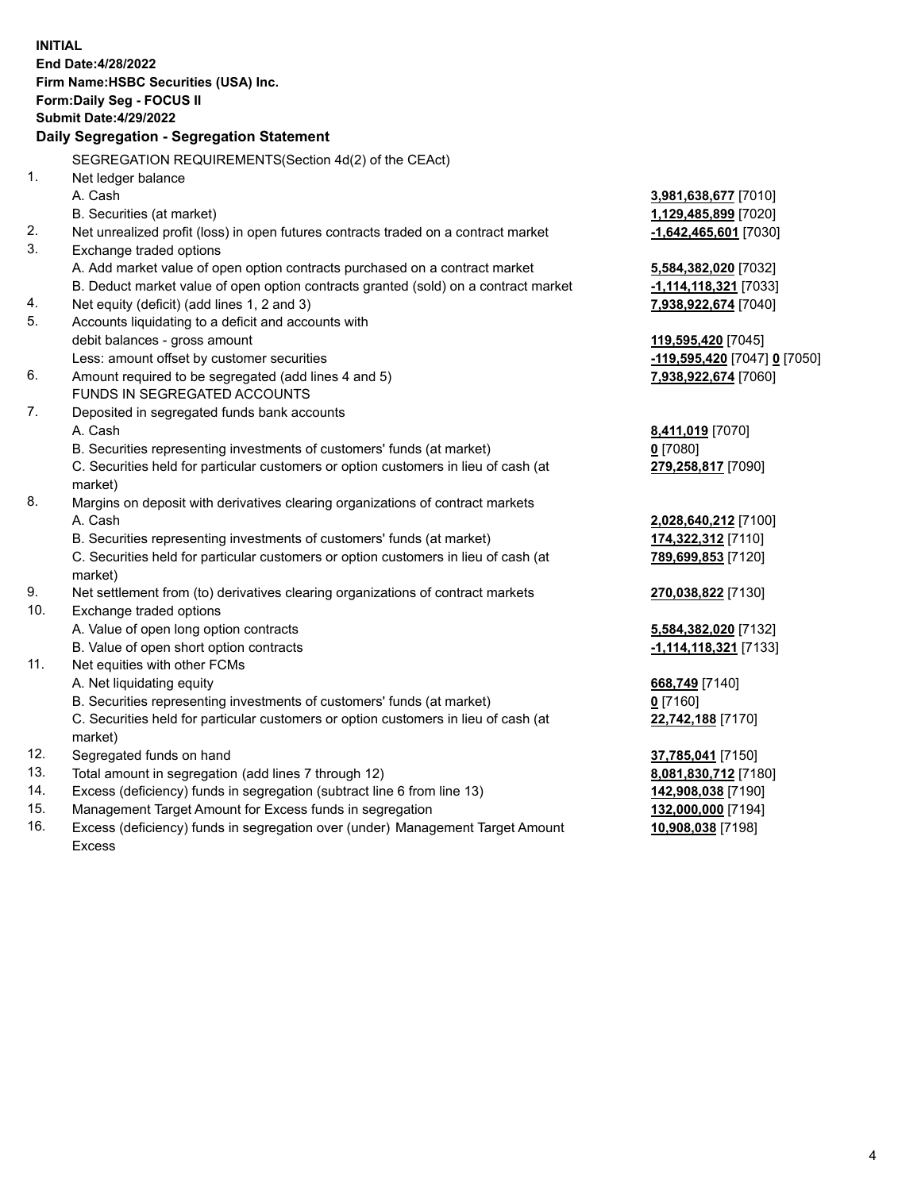**INITIAL**
**End Date:4/28/2022**
**Firm Name:HSBC Securities (USA) Inc.**
**Form:Daily Seg - FOCUS II**
**Submit Date:4/29/2022**

## Daily Segregation - Segregation Statement

| | | |
|---|---|---|
| | SEGREGATION REQUIREMENTS(Section 4d(2) of the CEAct) | |
| 1. | Net ledger balance | |
| | A. Cash | **3,981,638,677** [7010] |
| | B. Securities (at market) | **1,129,485,899** [7020] |
| 2. | Net unrealized profit (loss) in open futures contracts traded on a contract market | **-1,642,465,601** [7030] |
| 3. | Exchange traded options | |
| | A. Add market value of open option contracts purchased on a contract market | **5,584,382,020** [7032] |
| | B. Deduct market value of open option contracts granted (sold) on a contract market | **-1,114,118,321** [7033] |
| 4. | Net equity (deficit) (add lines 1, 2 and 3) | **7,938,922,674** [7040] |
| 5. | Accounts liquidating to a deficit and accounts with debit balances - gross amount | **119,595,420** [7045] |
| | Less: amount offset by customer securities | **-119,595,420** [7047] **0** [7050] |
| 6. | Amount required to be segregated (add lines 4 and 5) | **7,938,922,674** [7060] |
| | FUNDS IN SEGREGATED ACCOUNTS | |
| 7. | Deposited in segregated funds bank accounts | |
| | A. Cash | **8,411,019** [7070] |
| | B. Securities representing investments of customers' funds (at market) | **0** [7080] |
| | C. Securities held for particular customers or option customers in lieu of cash (at market) | **279,258,817** [7090] |
| 8. | Margins on deposit with derivatives clearing organizations of contract markets | |
| | A. Cash | **2,028,640,212** [7100] |
| | B. Securities representing investments of customers' funds (at market) | **174,322,312** [7110] |
| | C. Securities held for particular customers or option customers in lieu of cash (at market) | **789,699,853** [7120] |
| 9. | Net settlement from (to) derivatives clearing organizations of contract markets | **270,038,822** [7130] |
| 10. | Exchange traded options | |
| | A. Value of open long option contracts | **5,584,382,020** [7132] |
| | B. Value of open short option contracts | **-1,114,118,321** [7133] |
| 11. | Net equities with other FCMs | |
| | A. Net liquidating equity | **668,749** [7140] |
| | B. Securities representing investments of customers' funds (at market) | **0** [7160] |
| | C. Securities held for particular customers or option customers in lieu of cash (at market) | **22,742,188** [7170] |
| 12. | Segregated funds on hand | **37,785,041** [7150] |
| 13. | Total amount in segregation (add lines 7 through 12) | **8,081,830,712** [7180] |
| 14. | Excess (deficiency) funds in segregation (subtract line 6 from line 13) | **142,908,038** [7190] |
| 15. | Management Target Amount for Excess funds in segregation | **132,000,000** [7194] |
| 16. | Excess (deficiency) funds in segregation over (under) Management Target Amount Excess | **10,908,038** [7198] |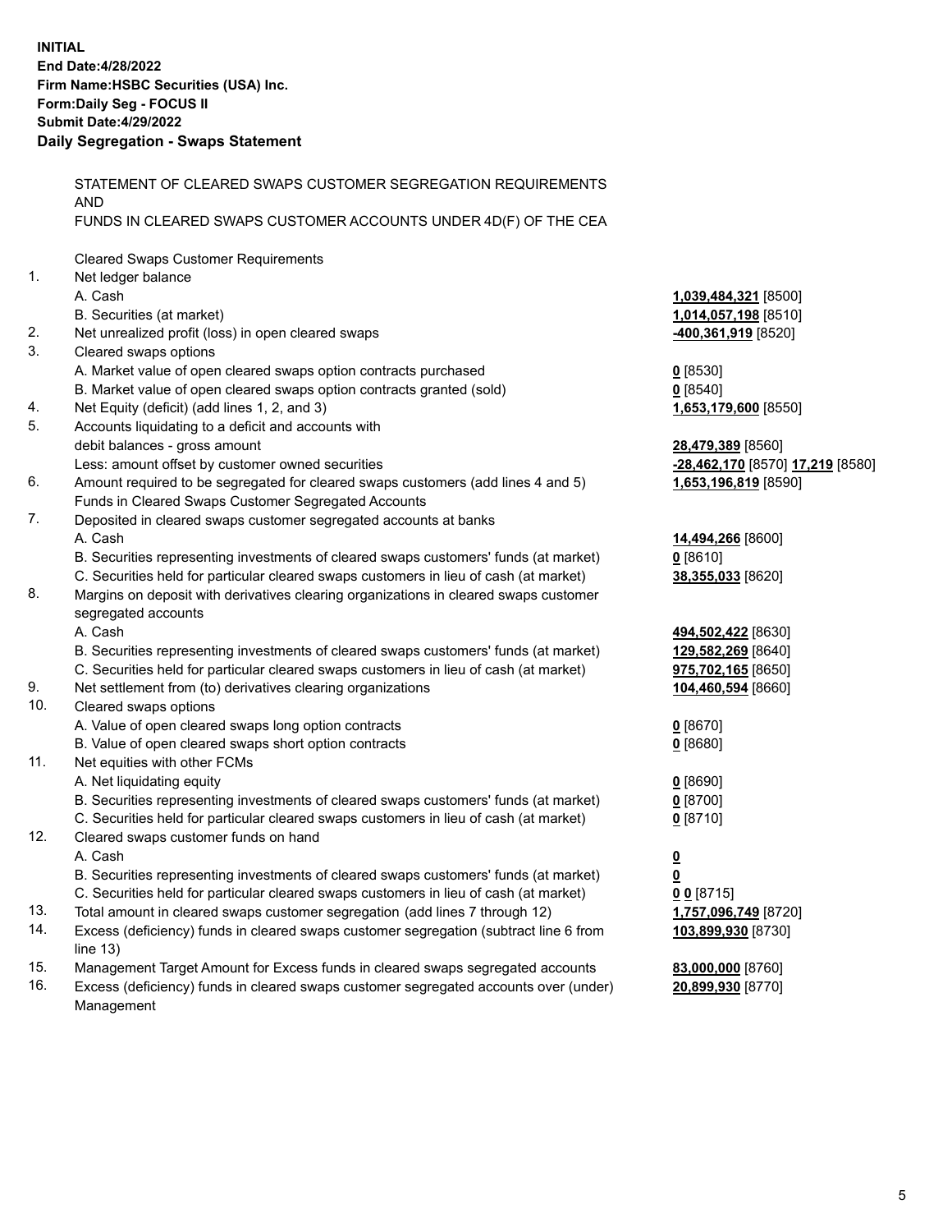**INITIAL**
**End Date:4/28/2022**
**Firm Name:HSBC Securities (USA) Inc.**
**Form:Daily Seg - FOCUS II**
**Submit Date:4/29/2022**
**Daily Segregation - Swaps Statement**

STATEMENT OF CLEARED SWAPS CUSTOMER SEGREGATION REQUIREMENTS AND
FUNDS IN CLEARED SWAPS CUSTOMER ACCOUNTS UNDER 4D(F) OF THE CEA

| | | |
|---|---|---|
| | Cleared Swaps Customer Requirements | |
| 1. | Net ledger balance | |
| | A. Cash | **1,039,484,321** [8500] |
| | B. Securities (at market) | **1,014,057,198** [8510] |
| 2. | Net unrealized profit (loss) in open cleared swaps | **-400,361,919** [8520] |
| 3. | Cleared swaps options | |
| | A. Market value of open cleared swaps option contracts purchased | **0** [8530] |
| | B. Market value of open cleared swaps option contracts granted (sold) | **0** [8540] |
| 4. | Net Equity (deficit) (add lines 1, 2, and 3) | **1,653,179,600** [8550] |
| 5. | Accounts liquidating to a deficit and accounts with debit balances - gross amount | **28,479,389** [8560] |
| | Less: amount offset by customer owned securities | **-28,462,170** [8570] **17,219** [8580] |
| 6. | Amount required to be segregated for cleared swaps customers (add lines 4 and 5) | **1,653,196,819** [8590] |
| | Funds in Cleared Swaps Customer Segregated Accounts | |
| 7. | Deposited in cleared swaps customer segregated accounts at banks | |
| | A. Cash | **14,494,266** [8600] |
| | B. Securities representing investments of cleared swaps customers' funds (at market) | **0** [8610] |
| | C. Securities held for particular cleared swaps customers in lieu of cash (at market) | **38,355,033** [8620] |
| 8. | Margins on deposit with derivatives clearing organizations in cleared swaps customer segregated accounts | |
| | A. Cash | **494,502,422** [8630] |
| | B. Securities representing investments of cleared swaps customers' funds (at market) | **129,582,269** [8640] |
| | C. Securities held for particular cleared swaps customers in lieu of cash (at market) | **975,702,165** [8650] |
| 9. | Net settlement from (to) derivatives clearing organizations | **104,460,594** [8660] |
| 10. | Cleared swaps options | |
| | A. Value of open cleared swaps long option contracts | **0** [8670] |
| | B. Value of open cleared swaps short option contracts | **0** [8680] |
| 11. | Net equities with other FCMs | |
| | A. Net liquidating equity | **0** [8690] |
| | B. Securities representing investments of cleared swaps customers' funds (at market) | **0** [8700] |
| | C. Securities held for particular cleared swaps customers in lieu of cash (at market) | **0** [8710] |
| 12. | Cleared swaps customer funds on hand | |
| | A. Cash | **0** |
| | B. Securities representing investments of cleared swaps customers' funds (at market) | **0** |
| | C. Securities held for particular cleared swaps customers in lieu of cash (at market) | **0** **0** [8715] |
| 13. | Total amount in cleared swaps customer segregation (add lines 7 through 12) | **1,757,096,749** [8720] |
| 14. | Excess (deficiency) funds in cleared swaps customer segregation (subtract line 6 from line 13) | **103,899,930** [8730] |
| 15. | Management Target Amount for Excess funds in cleared swaps segregated accounts | **83,000,000** [8760] |
| 16. | Excess (deficiency) funds in cleared swaps customer segregated accounts over (under) Management | **20,899,930** [8770] |